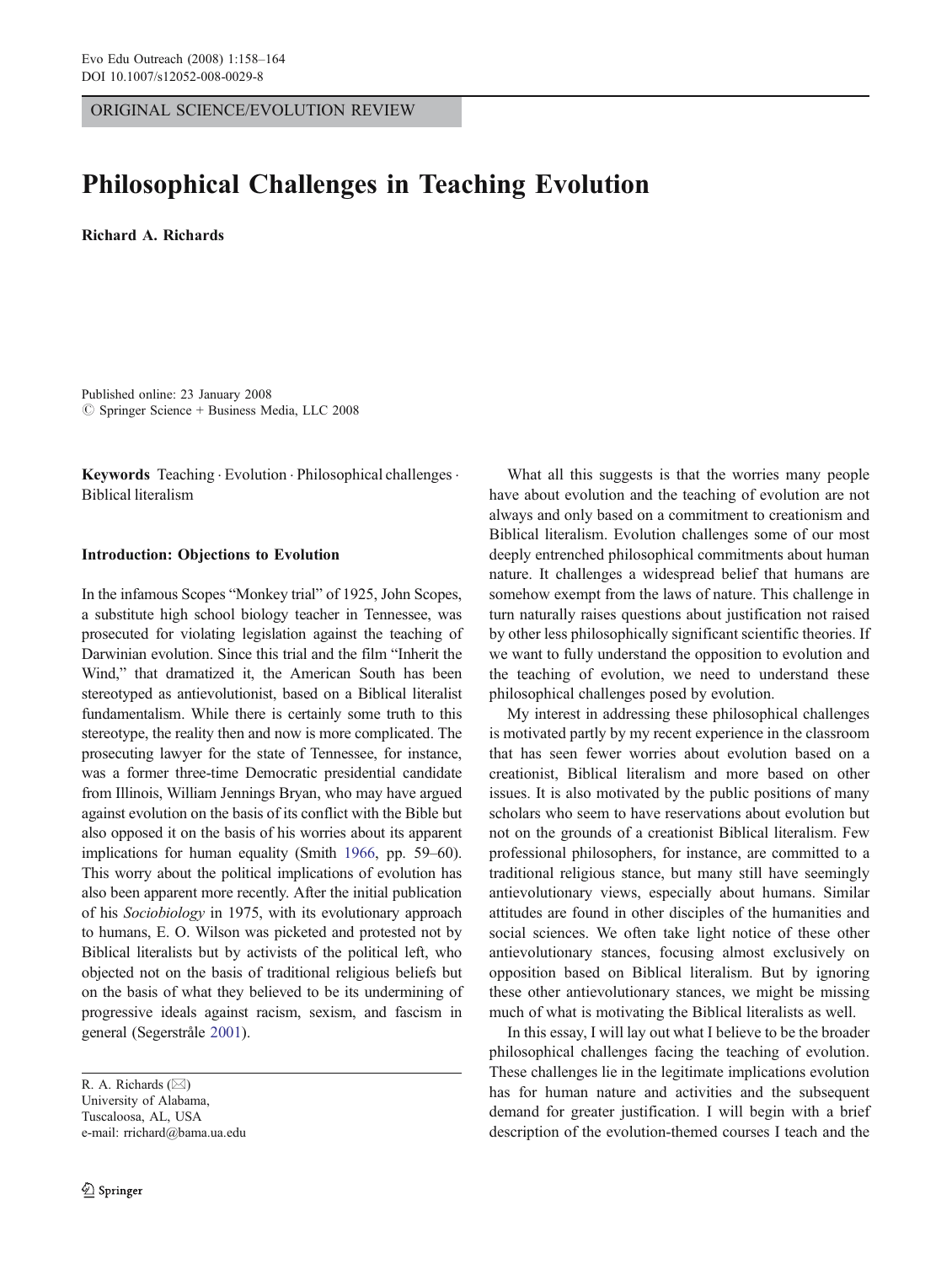ORIGINAL SCIENCE/EVOLUTION REVIEW

# Philosophical Challenges in Teaching Evolution

**Richard A. Richards**

Published online: 23 January 2008
© Springer Science + Business Media, LLC 2008

**Keywords** Teaching · Evolution · Philosophical challenges · Biblical literalism

## Introduction: Objections to Evolution

In the infamous Scopes "Monkey trial" of 1925, John Scopes, a substitute high school biology teacher in Tennessee, was prosecuted for violating legislation against the teaching of Darwinian evolution. Since this trial and the film "Inherit the Wind," that dramatized it, the American South has been stereotyped as antievolutionist, based on a Biblical literalist fundamentalism. While there is certainly some truth to this stereotype, the reality then and now is more complicated. The prosecuting lawyer for the state of Tennessee, for instance, was a former three-time Democratic presidential candidate from Illinois, William Jennings Bryan, who may have argued against evolution on the basis of its conflict with the Bible but also opposed it on the basis of his worries about its apparent implications for human equality (Smith 1966, pp. 59–60). This worry about the political implications of evolution has also been apparent more recently. After the initial publication of his *Sociobiology* in 1975, with its evolutionary approach to humans, E. O. Wilson was picketed and protested not by Biblical literalists but by activists of the political left, who objected not on the basis of traditional religious beliefs but on the basis of what they believed to be its undermining of progressive ideals against racism, sexism, and fascism in general (Segerstråle 2001).

R. A. Richards (✉)
University of Alabama,
Tuscaloosa, AL, USA
e-mail: rrichard@bama.ua.edu

What all this suggests is that the worries many people have about evolution and the teaching of evolution are not always and only based on a commitment to creationism and Biblical literalism. Evolution challenges some of our most deeply entrenched philosophical commitments about human nature. It challenges a widespread belief that humans are somehow exempt from the laws of nature. This challenge in turn naturally raises questions about justification not raised by other less philosophically significant scientific theories. If we want to fully understand the opposition to evolution and the teaching of evolution, we need to understand these philosophical challenges posed by evolution.

My interest in addressing these philosophical challenges is motivated partly by my recent experience in the classroom that has seen fewer worries about evolution based on a creationist, Biblical literalism and more based on other issues. It is also motivated by the public positions of many scholars who seem to have reservations about evolution but not on the grounds of a creationist Biblical literalism. Few professional philosophers, for instance, are committed to a traditional religious stance, but many still have seemingly antievolutionary views, especially about humans. Similar attitudes are found in other disciples of the humanities and social sciences. We often take light notice of these other antievolutionary stances, focusing almost exclusively on opposition based on Biblical literalism. But by ignoring these other antievolutionary stances, we might be missing much of what is motivating the Biblical literalists as well.

In this essay, I will lay out what I believe to be the broader philosophical challenges facing the teaching of evolution. These challenges lie in the legitimate implications evolution has for human nature and activities and the subsequent demand for greater justification. I will begin with a brief description of the evolution-themed courses I teach and the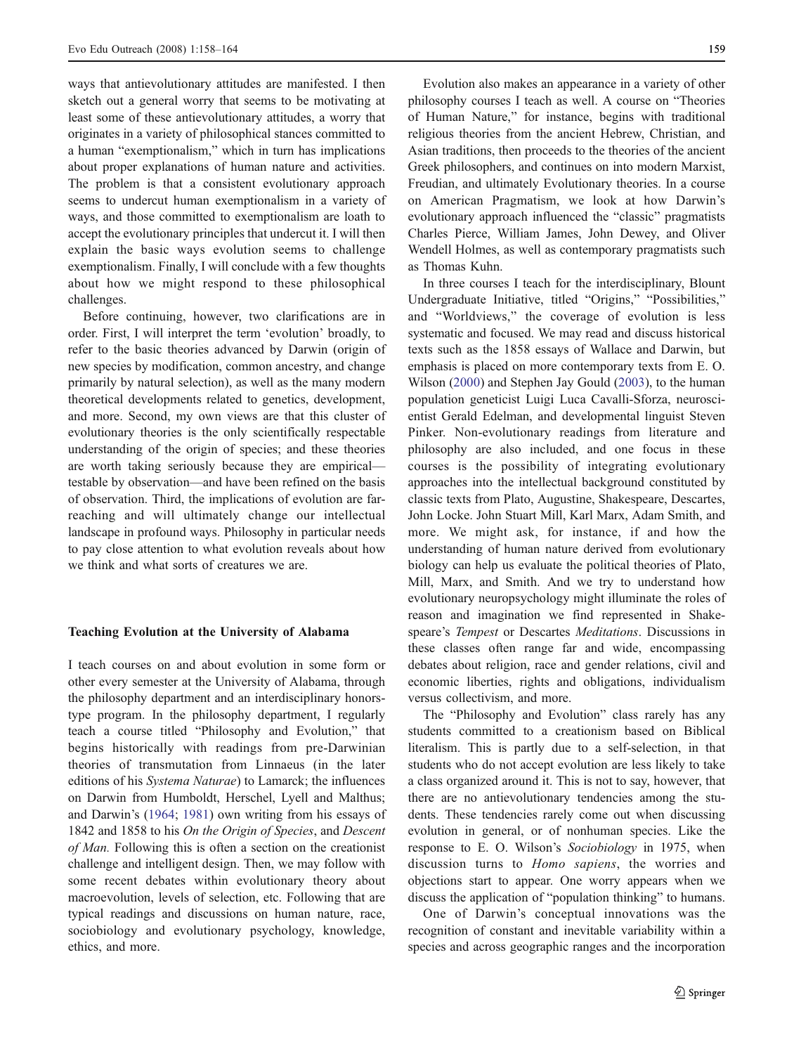ways that antievolutionary attitudes are manifested. I then sketch out a general worry that seems to be motivating at least some of these antievolutionary attitudes, a worry that originates in a variety of philosophical stances committed to a human "exemptionalism," which in turn has implications about proper explanations of human nature and activities. The problem is that a consistent evolutionary approach seems to undercut human exemptionalism in a variety of ways, and those committed to exemptionalism are loath to accept the evolutionary principles that undercut it. I will then explain the basic ways evolution seems to challenge exemptionalism. Finally, I will conclude with a few thoughts about how we might respond to these philosophical challenges.

Before continuing, however, two clarifications are in order. First, I will interpret the term 'evolution' broadly, to refer to the basic theories advanced by Darwin (origin of new species by modification, common ancestry, and change primarily by natural selection), as well as the many modern theoretical developments related to genetics, development, and more. Second, my own views are that this cluster of evolutionary theories is the only scientifically respectable understanding of the origin of species; and these theories are worth taking seriously because they are empirical—testable by observation—and have been refined on the basis of observation. Third, the implications of evolution are far-reaching and will ultimately change our intellectual landscape in profound ways. Philosophy in particular needs to pay close attention to what evolution reveals about how we think and what sorts of creatures we are.

## Teaching Evolution at the University of Alabama

I teach courses on and about evolution in some form or other every semester at the University of Alabama, through the philosophy department and an interdisciplinary honors-type program. In the philosophy department, I regularly teach a course titled "Philosophy and Evolution," that begins historically with readings from pre-Darwinian theories of transmutation from Linnaeus (in the later editions of his *Systema Naturae*) to Lamarck; the influences on Darwin from Humboldt, Herschel, Lyell and Malthus; and Darwin's (1964; 1981) own writing from his essays of 1842 and 1858 to his *On the Origin of Species*, and *Descent of Man.* Following this is often a section on the creationist challenge and intelligent design. Then, we may follow with some recent debates within evolutionary theory about macroevolution, levels of selection, etc. Following that are typical readings and discussions on human nature, race, sociobiology and evolutionary psychology, knowledge, ethics, and more.

Evolution also makes an appearance in a variety of other philosophy courses I teach as well. A course on "Theories of Human Nature," for instance, begins with traditional religious theories from the ancient Hebrew, Christian, and Asian traditions, then proceeds to the theories of the ancient Greek philosophers, and continues on into modern Marxist, Freudian, and ultimately Evolutionary theories. In a course on American Pragmatism, we look at how Darwin's evolutionary approach influenced the "classic" pragmatists Charles Pierce, William James, John Dewey, and Oliver Wendell Holmes, as well as contemporary pragmatists such as Thomas Kuhn.

In three courses I teach for the interdisciplinary, Blount Undergraduate Initiative, titled "Origins," "Possibilities," and "Worldviews," the coverage of evolution is less systematic and focused. We may read and discuss historical texts such as the 1858 essays of Wallace and Darwin, but emphasis is placed on more contemporary texts from E. O. Wilson (2000) and Stephen Jay Gould (2003), to the human population geneticist Luigi Luca Cavalli-Sforza, neuroscientist Gerald Edelman, and developmental linguist Steven Pinker. Non-evolutionary readings from literature and philosophy are also included, and one focus in these courses is the possibility of integrating evolutionary approaches into the intellectual background constituted by classic texts from Plato, Augustine, Shakespeare, Descartes, John Locke. John Stuart Mill, Karl Marx, Adam Smith, and more. We might ask, for instance, if and how the understanding of human nature derived from evolutionary biology can help us evaluate the political theories of Plato, Mill, Marx, and Smith. And we try to understand how evolutionary neuropsychology might illuminate the roles of reason and imagination we find represented in Shakespeare's *Tempest* or Descartes *Meditations*. Discussions in these classes often range far and wide, encompassing debates about religion, race and gender relations, civil and economic liberties, rights and obligations, individualism versus collectivism, and more.

The "Philosophy and Evolution" class rarely has any students committed to a creationism based on Biblical literalism. This is partly due to a self-selection, in that students who do not accept evolution are less likely to take a class organized around it. This is not to say, however, that there are no antievolutionary tendencies among the students. These tendencies rarely come out when discussing evolution in general, or of nonhuman species. Like the response to E. O. Wilson's *Sociobiology* in 1975, when discussion turns to *Homo sapiens*, the worries and objections start to appear. One worry appears when we discuss the application of "population thinking" to humans.

One of Darwin's conceptual innovations was the recognition of constant and inevitable variability within a species and across geographic ranges and the incorporation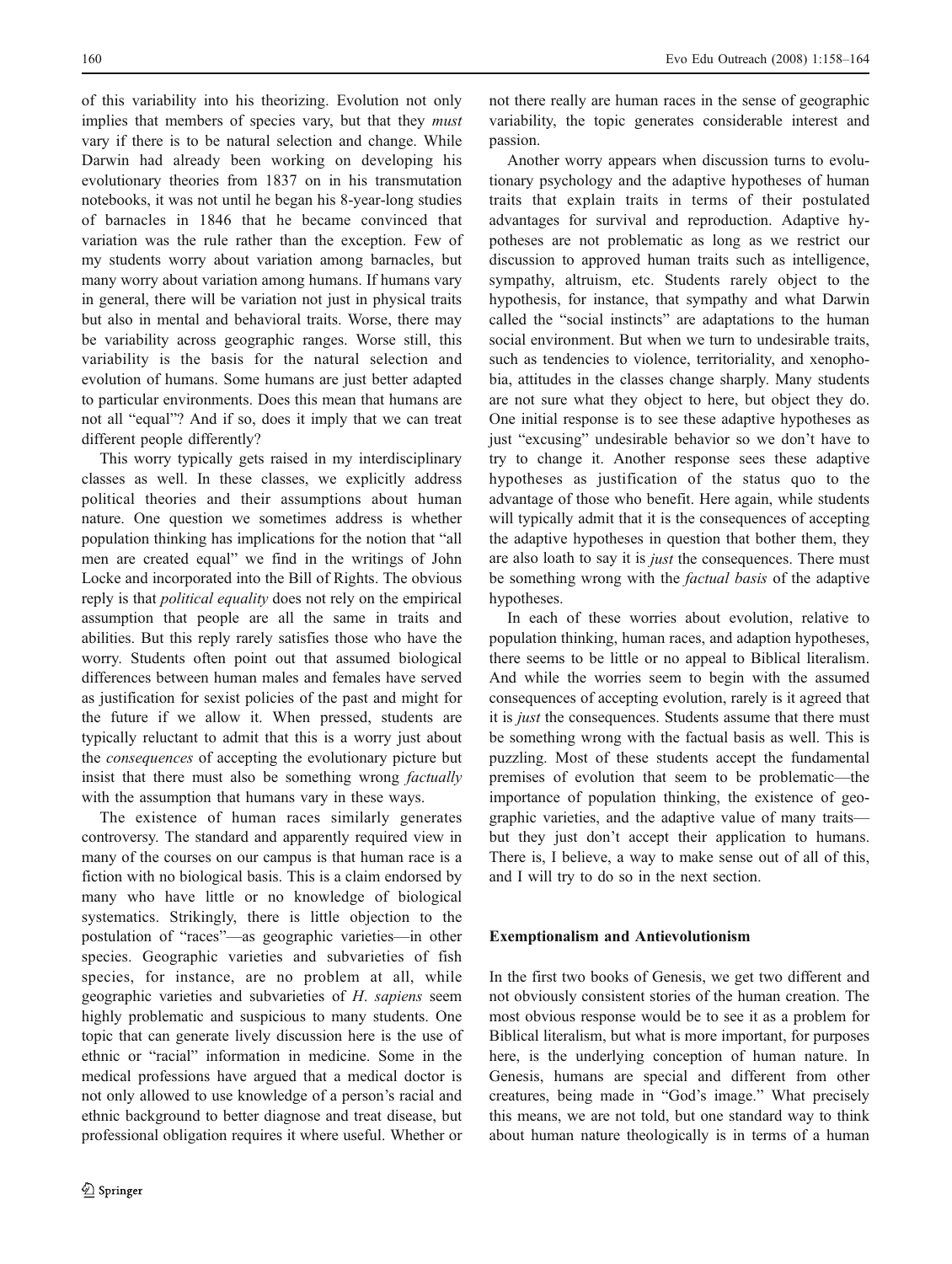of this variability into his theorizing. Evolution not only implies that members of species vary, but that they *must* vary if there is to be natural selection and change. While Darwin had already been working on developing his evolutionary theories from 1837 on in his transmutation notebooks, it was not until he began his 8-year-long studies of barnacles in 1846 that he became convinced that variation was the rule rather than the exception. Few of my students worry about variation among barnacles, but many worry about variation among humans. If humans vary in general, there will be variation not just in physical traits but also in mental and behavioral traits. Worse, there may be variability across geographic ranges. Worse still, this variability is the basis for the natural selection and evolution of humans. Some humans are just better adapted to particular environments. Does this mean that humans are not all "equal"? And if so, does it imply that we can treat different people differently?

This worry typically gets raised in my interdisciplinary classes as well. In these classes, we explicitly address political theories and their assumptions about human nature. One question we sometimes address is whether population thinking has implications for the notion that "all men are created equal" we find in the writings of John Locke and incorporated into the Bill of Rights. The obvious reply is that *political equality* does not rely on the empirical assumption that people are all the same in traits and abilities. But this reply rarely satisfies those who have the worry. Students often point out that assumed biological differences between human males and females have served as justification for sexist policies of the past and might for the future if we allow it. When pressed, students are typically reluctant to admit that this is a worry just about the *consequences* of accepting the evolutionary picture but insist that there must also be something wrong *factually* with the assumption that humans vary in these ways.

The existence of human races similarly generates controversy. The standard and apparently required view in many of the courses on our campus is that human race is a fiction with no biological basis. This is a claim endorsed by many who have little or no knowledge of biological systematics. Strikingly, there is little objection to the postulation of "races"—as geographic varieties—in other species. Geographic varieties and subvarieties of fish species, for instance, are no problem at all, while geographic varieties and subvarieties of *H. sapiens* seem highly problematic and suspicious to many students. One topic that can generate lively discussion here is the use of ethnic or "racial" information in medicine. Some in the medical professions have argued that a medical doctor is not only allowed to use knowledge of a person's racial and ethnic background to better diagnose and treat disease, but professional obligation requires it where useful. Whether or not there really are human races in the sense of geographic variability, the topic generates considerable interest and passion.

Another worry appears when discussion turns to evolutionary psychology and the adaptive hypotheses of human traits that explain traits in terms of their postulated advantages for survival and reproduction. Adaptive hypotheses are not problematic as long as we restrict our discussion to approved human traits such as intelligence, sympathy, altruism, etc. Students rarely object to the hypothesis, for instance, that sympathy and what Darwin called the "social instincts" are adaptations to the human social environment. But when we turn to undesirable traits, such as tendencies to violence, territoriality, and xenophobia, attitudes in the classes change sharply. Many students are not sure what they object to here, but object they do. One initial response is to see these adaptive hypotheses as just "excusing" undesirable behavior so we don't have to try to change it. Another response sees these adaptive hypotheses as justification of the status quo to the advantage of those who benefit. Here again, while students will typically admit that it is the consequences of accepting the adaptive hypotheses in question that bother them, they are also loath to say it is *just* the consequences. There must be something wrong with the *factual basis* of the adaptive hypotheses.

In each of these worries about evolution, relative to population thinking, human races, and adaption hypotheses, there seems to be little or no appeal to Biblical literalism. And while the worries seem to begin with the assumed consequences of accepting evolution, rarely is it agreed that it is *just* the consequences. Students assume that there must be something wrong with the factual basis as well. This is puzzling. Most of these students accept the fundamental premises of evolution that seem to be problematic—the importance of population thinking, the existence of geographic varieties, and the adaptive value of many traits—but they just don't accept their application to humans. There is, I believe, a way to make sense out of all of this, and I will try to do so in the next section.

## Exemptionalism and Antievolutionism

In the first two books of Genesis, we get two different and not obviously consistent stories of the human creation. The most obvious response would be to see it as a problem for Biblical literalism, but what is more important, for purposes here, is the underlying conception of human nature. In Genesis, humans are special and different from other creatures, being made in "God's image." What precisely this means, we are not told, but one standard way to think about human nature theologically is in terms of a human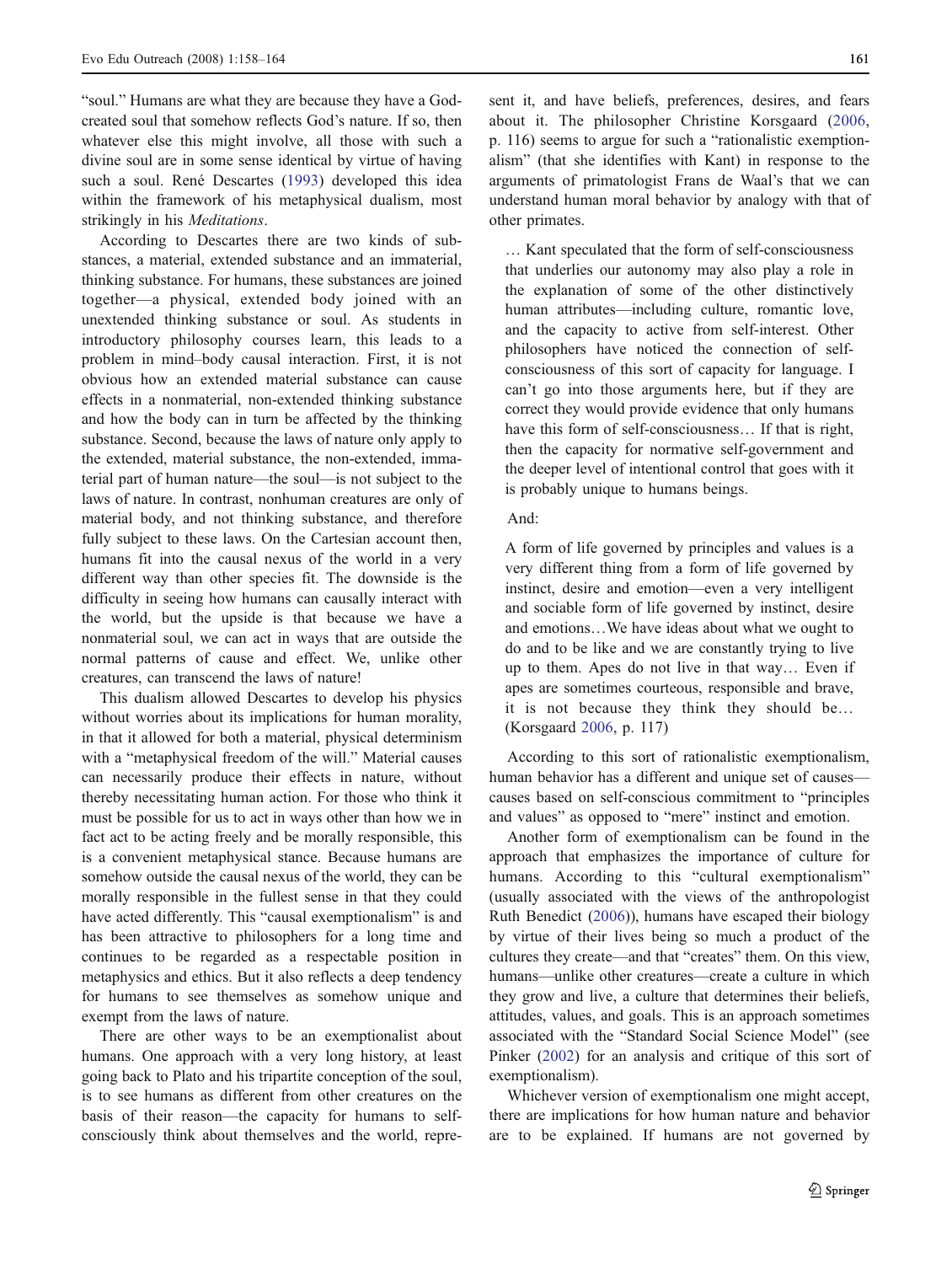"soul." Humans are what they are because they have a God-created soul that somehow reflects God's nature. If so, then whatever else this might involve, all those with such a divine soul are in some sense identical by virtue of having such a soul. René Descartes (1993) developed this idea within the framework of his metaphysical dualism, most strikingly in his *Meditations*.

According to Descartes there are two kinds of substances, a material, extended substance and an immaterial, thinking substance. For humans, these substances are joined together—a physical, extended body joined with an unextended thinking substance or soul. As students in introductory philosophy courses learn, this leads to a problem in mind–body causal interaction. First, it is not obvious how an extended material substance can cause effects in a nonmaterial, non-extended thinking substance and how the body can in turn be affected by the thinking substance. Second, because the laws of nature only apply to the extended, material substance, the non-extended, immaterial part of human nature—the soul—is not subject to the laws of nature. In contrast, nonhuman creatures are only of material body, and not thinking substance, and therefore fully subject to these laws. On the Cartesian account then, humans fit into the causal nexus of the world in a very different way than other species fit. The downside is the difficulty in seeing how humans can causally interact with the world, but the upside is that because we have a nonmaterial soul, we can act in ways that are outside the normal patterns of cause and effect. We, unlike other creatures, can transcend the laws of nature!

This dualism allowed Descartes to develop his physics without worries about its implications for human morality, in that it allowed for both a material, physical determinism with a "metaphysical freedom of the will." Material causes can necessarily produce their effects in nature, without thereby necessitating human action. For those who think it must be possible for us to act in ways other than how we in fact act to be acting freely and be morally responsible, this is a convenient metaphysical stance. Because humans are somehow outside the causal nexus of the world, they can be morally responsible in the fullest sense in that they could have acted differently. This "causal exemptionalism" is and has been attractive to philosophers for a long time and continues to be regarded as a respectable position in metaphysics and ethics. But it also reflects a deep tendency for humans to see themselves as somehow unique and exempt from the laws of nature.

There are other ways to be an exemptionalist about humans. One approach with a very long history, at least going back to Plato and his tripartite conception of the soul, is to see humans as different from other creatures on the basis of their reason—the capacity for humans to self-consciously think about themselves and the world, represent it, and have beliefs, preferences, desires, and fears about it. The philosopher Christine Korsgaard (2006, p. 116) seems to argue for such a "rationalistic exemptionalism" (that she identifies with Kant) in response to the arguments of primatologist Frans de Waal's that we can understand human moral behavior by analogy with that of other primates.

> … Kant speculated that the form of self-consciousness that underlies our autonomy may also play a role in the explanation of some of the other distinctively human attributes—including culture, romantic love, and the capacity to active from self-interest. Other philosophers have noticed the connection of self-consciousness of this sort of capacity for language. I can't go into those arguments here, but if they are correct they would provide evidence that only humans have this form of self-consciousness… If that is right, then the capacity for normative self-government and the deeper level of intentional control that goes with it is probably unique to humans beings.

And:

> A form of life governed by principles and values is a very different thing from a form of life governed by instinct, desire and emotion—even a very intelligent and sociable form of life governed by instinct, desire and emotions…We have ideas about what we ought to do and to be like and we are constantly trying to live up to them. Apes do not live in that way… Even if apes are sometimes courteous, responsible and brave, it is not because they think they should be… (Korsgaard 2006, p. 117)

According to this sort of rationalistic exemptionalism, human behavior has a different and unique set of causes—causes based on self-conscious commitment to "principles and values" as opposed to "mere" instinct and emotion.

Another form of exemptionalism can be found in the approach that emphasizes the importance of culture for humans. According to this "cultural exemptionalism" (usually associated with the views of the anthropologist Ruth Benedict (2006)), humans have escaped their biology by virtue of their lives being so much a product of the cultures they create—and that "creates" them. On this view, humans—unlike other creatures—create a culture in which they grow and live, a culture that determines their beliefs, attitudes, values, and goals. This is an approach sometimes associated with the "Standard Social Science Model" (see Pinker (2002) for an analysis and critique of this sort of exemptionalism).

Whichever version of exemptionalism one might accept, there are implications for how human nature and behavior are to be explained. If humans are not governed by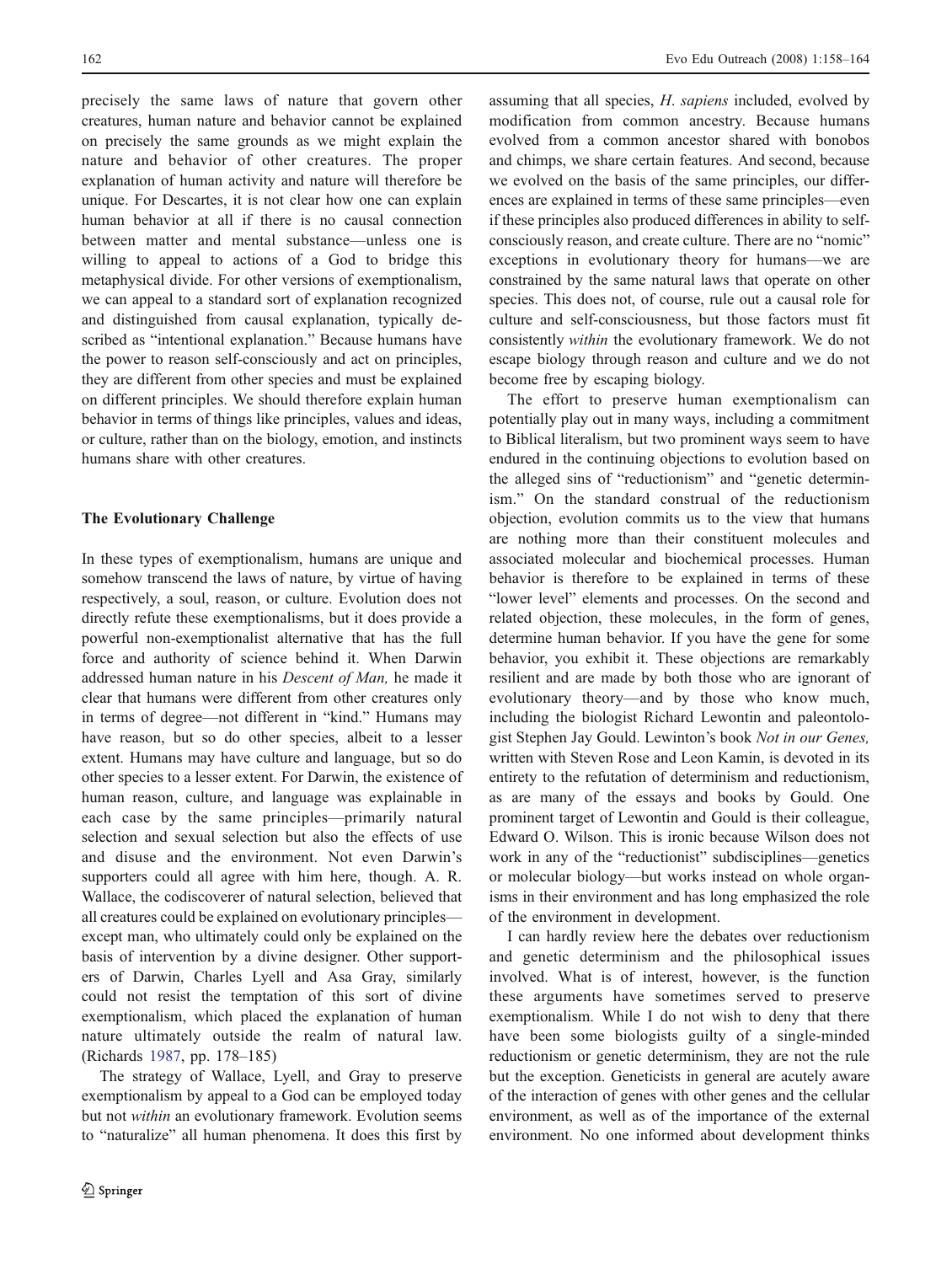precisely the same laws of nature that govern other creatures, human nature and behavior cannot be explained on precisely the same grounds as we might explain the nature and behavior of other creatures. The proper explanation of human activity and nature will therefore be unique. For Descartes, it is not clear how one can explain human behavior at all if there is no causal connection between matter and mental substance—unless one is willing to appeal to actions of a God to bridge this metaphysical divide. For other versions of exemptionalism, we can appeal to a standard sort of explanation recognized and distinguished from causal explanation, typically described as "intentional explanation." Because humans have the power to reason self-consciously and act on principles, they are different from other species and must be explained on different principles. We should therefore explain human behavior in terms of things like principles, values and ideas, or culture, rather than on the biology, emotion, and instincts humans share with other creatures.

## The Evolutionary Challenge

In these types of exemptionalism, humans are unique and somehow transcend the laws of nature, by virtue of having respectively, a soul, reason, or culture. Evolution does not directly refute these exemptionalisms, but it does provide a powerful non-exemptionalist alternative that has the full force and authority of science behind it. When Darwin addressed human nature in his *Descent of Man,* he made it clear that humans were different from other creatures only in terms of degree—not different in "kind." Humans may have reason, but so do other species, albeit to a lesser extent. Humans may have culture and language, but so do other species to a lesser extent. For Darwin, the existence of human reason, culture, and language was explainable in each case by the same principles—primarily natural selection and sexual selection but also the effects of use and disuse and the environment. Not even Darwin's supporters could all agree with him here, though. A. R. Wallace, the codiscoverer of natural selection, believed that all creatures could be explained on evolutionary principles—except man, who ultimately could only be explained on the basis of intervention by a divine designer. Other supporters of Darwin, Charles Lyell and Asa Gray, similarly could not resist the temptation of this sort of divine exemptionalism, which placed the explanation of human nature ultimately outside the realm of natural law. (Richards 1987, pp. 178–185)

The strategy of Wallace, Lyell, and Gray to preserve exemptionalism by appeal to a God can be employed today but not *within* an evolutionary framework. Evolution seems to "naturalize" all human phenomena. It does this first by assuming that all species, *H. sapiens* included, evolved by modification from common ancestry. Because humans evolved from a common ancestor shared with bonobos and chimps, we share certain features. And second, because we evolved on the basis of the same principles, our differences are explained in terms of these same principles—even if these principles also produced differences in ability to self-consciously reason, and create culture. There are no "nomic" exceptions in evolutionary theory for humans—we are constrained by the same natural laws that operate on other species. This does not, of course, rule out a causal role for culture and self-consciousness, but those factors must fit consistently *within* the evolutionary framework. We do not escape biology through reason and culture and we do not become free by escaping biology.

The effort to preserve human exemptionalism can potentially play out in many ways, including a commitment to Biblical literalism, but two prominent ways seem to have endured in the continuing objections to evolution based on the alleged sins of "reductionism" and "genetic determinism." On the standard construal of the reductionism objection, evolution commits us to the view that humans are nothing more than their constituent molecules and associated molecular and biochemical processes. Human behavior is therefore to be explained in terms of these "lower level" elements and processes. On the second and related objection, these molecules, in the form of genes, determine human behavior. If you have the gene for some behavior, you exhibit it. These objections are remarkably resilient and are made by both those who are ignorant of evolutionary theory—and by those who know much, including the biologist Richard Lewontin and paleontologist Stephen Jay Gould. Lewontin's book *Not in our Genes,* written with Steven Rose and Leon Kamin, is devoted in its entirety to the refutation of determinism and reductionism, as are many of the essays and books by Gould. One prominent target of Lewontin and Gould is their colleague, Edward O. Wilson. This is ironic because Wilson does not work in any of the "reductionist" subdisciplines—genetics or molecular biology—but works instead on whole organisms in their environment and has long emphasized the role of the environment in development.

I can hardly review here the debates over reductionism and genetic determinism and the philosophical issues involved. What is of interest, however, is the function these arguments have sometimes served to preserve exemptionalism. While I do not wish to deny that there have been some biologists guilty of a single-minded reductionism or genetic determinism, they are not the rule but the exception. Geneticists in general are acutely aware of the interaction of genes with other genes and the cellular environment, as well as of the importance of the external environment. No one informed about development thinks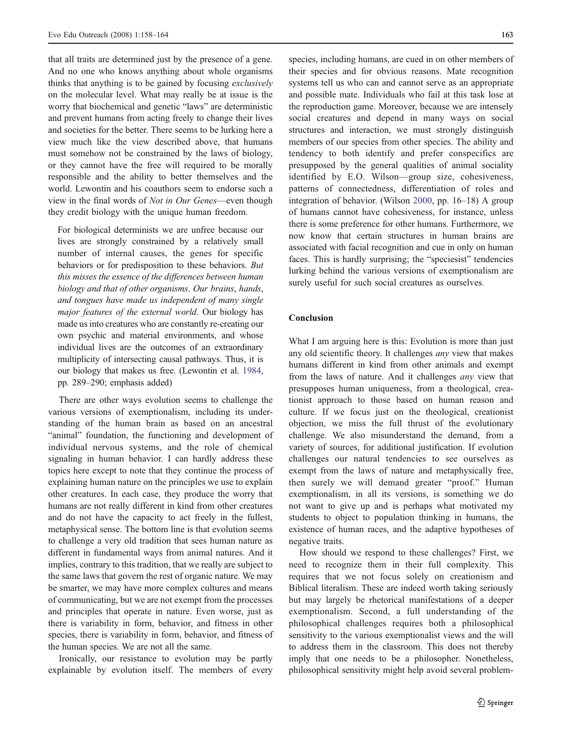that all traits are determined just by the presence of a gene. And no one who knows anything about whole organisms thinks that anything is to be gained by focusing *exclusively* on the molecular level. What may really be at issue is the worry that biochemical and genetic "laws" are deterministic and prevent humans from acting freely to change their lives and societies for the better. There seems to be lurking here a view much like the view described above, that humans must somehow not be constrained by the laws of biology, or they cannot have the free will required to be morally responsible and the ability to better themselves and the world. Lewontin and his coauthors seem to endorse such a view in the final words of *Not in Our Genes*—even though they credit biology with the unique human freedom.

> For biological determinists we are unfree because our lives are strongly constrained by a relatively small number of internal causes, the genes for specific behaviors or for predisposition to these behaviors. *But this misses the essence of the differences between human biology and that of other organisms. Our brains, hands, and tongues have made us independent of many single major features of the external world.* Our biology has made us into creatures who are constantly re-creating our own psychic and material environments, and whose individual lives are the outcomes of an extraordinary multiplicity of intersecting causal pathways. Thus, it is our biology that makes us free. (Lewontin et al. 1984, pp. 289–290; emphasis added)

There are other ways evolution seems to challenge the various versions of exemptionalism, including its understanding of the human brain as based on an ancestral "animal" foundation, the functioning and development of individual nervous systems, and the role of chemical signaling in human behavior. I can hardly address these topics here except to note that they continue the process of explaining human nature on the principles we use to explain other creatures. In each case, they produce the worry that humans are not really different in kind from other creatures and do not have the capacity to act freely in the fullest, metaphysical sense. The bottom line is that evolution seems to challenge a very old tradition that sees human nature as different in fundamental ways from animal natures. And it implies, contrary to this tradition, that we really are subject to the same laws that govern the rest of organic nature. We may be smarter, we may have more complex cultures and means of communicating, but we are not exempt from the processes and principles that operate in nature. Even worse, just as there is variability in form, behavior, and fitness in other species, there is variability in form, behavior, and fitness of the human species. We are not all the same.

Ironically, our resistance to evolution may be partly explainable by evolution itself. The members of every species, including humans, are cued in on other members of their species and for obvious reasons. Mate recognition systems tell us who can and cannot serve as an appropriate and possible mate. Individuals who fail at this task lose at the reproduction game. Moreover, because we are intensely social creatures and depend in many ways on social structures and interaction, we must strongly distinguish members of our species from other species. The ability and tendency to both identify and prefer conspecifics are presupposed by the general qualities of animal sociality identified by E.O. Wilson—group size, cohesiveness, patterns of connectedness, differentiation of roles and integration of behavior. (Wilson 2000, pp. 16–18) A group of humans cannot have cohesiveness, for instance, unless there is some preference for other humans. Furthermore, we now know that certain structures in human brains are associated with facial recognition and cue in only on human faces. This is hardly surprising; the "speciesist" tendencies lurking behind the various versions of exemptionalism are surely useful for such social creatures as ourselves.

## Conclusion

What I am arguing here is this: Evolution is more than just any old scientific theory. It challenges *any* view that makes humans different in kind from other animals and exempt from the laws of nature. And it challenges *any* view that presupposes human uniqueness, from a theological, creationist approach to those based on human reason and culture. If we focus just on the theological, creationist objection, we miss the full thrust of the evolutionary challenge. We also misunderstand the demand, from a variety of sources, for additional justification. If evolution challenges our natural tendencies to see ourselves as exempt from the laws of nature and metaphysically free, then surely we will demand greater "proof." Human exemptionalism, in all its versions, is something we do not want to give up and is perhaps what motivated my students to object to population thinking in humans, the existence of human races, and the adaptive hypotheses of negative traits.

How should we respond to these challenges? First, we need to recognize them in their full complexity. This requires that we not focus solely on creationism and Biblical literalism. These are indeed worth taking seriously but may largely be rhetorical manifestations of a deeper exemptionalism. Second, a full understanding of the philosophical challenges requires both a philosophical sensitivity to the various exemptionalist views and the will to address them in the classroom. This does not thereby imply that one needs to be a philosopher. Nonetheless, philosophical sensitivity might help avoid several problem-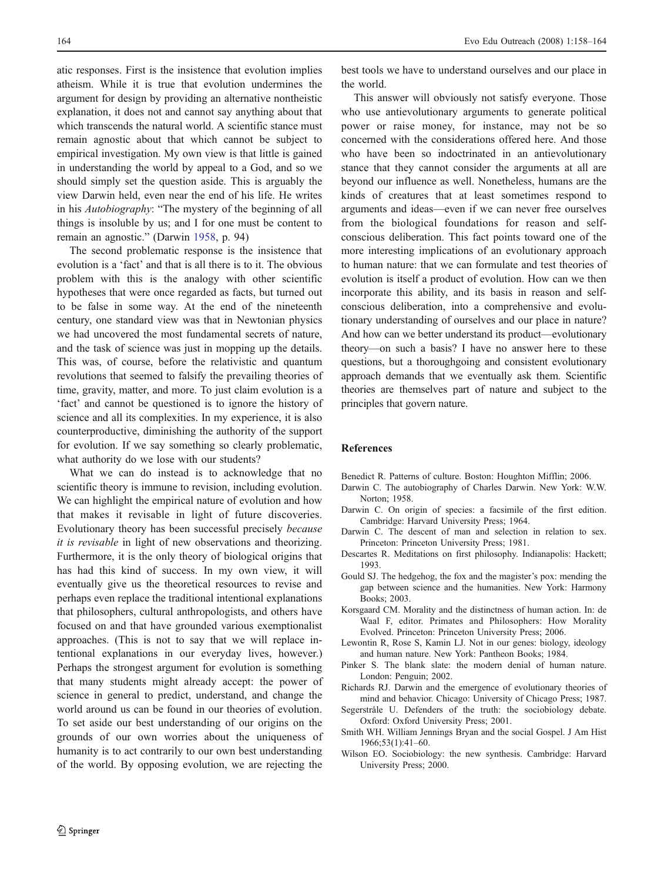atic responses. First is the insistence that evolution implies atheism. While it is true that evolution undermines the argument for design by providing an alternative nontheistic explanation, it does not and cannot say anything about that which transcends the natural world. A scientific stance must remain agnostic about that which cannot be subject to empirical investigation. My own view is that little is gained in understanding the world by appeal to a God, and so we should simply set the question aside. This is arguably the view Darwin held, even near the end of his life. He writes in his *Autobiography*: "The mystery of the beginning of all things is insoluble by us; and I for one must be content to remain an agnostic." (Darwin 1958, p. 94)

The second problematic response is the insistence that evolution is a 'fact' and that is all there is to it. The obvious problem with this is the analogy with other scientific hypotheses that were once regarded as facts, but turned out to be false in some way. At the end of the nineteenth century, one standard view was that in Newtonian physics we had uncovered the most fundamental secrets of nature, and the task of science was just in mopping up the details. This was, of course, before the relativistic and quantum revolutions that seemed to falsify the prevailing theories of time, gravity, matter, and more. To just claim evolution is a 'fact' and cannot be questioned is to ignore the history of science and all its complexities. In my experience, it is also counterproductive, diminishing the authority of the support for evolution. If we say something so clearly problematic, what authority do we lose with our students?

What we can do instead is to acknowledge that no scientific theory is immune to revision, including evolution. We can highlight the empirical nature of evolution and how that makes it revisable in light of future discoveries. Evolutionary theory has been successful precisely *because it is revisable* in light of new observations and theorizing. Furthermore, it is the only theory of biological origins that has had this kind of success. In my own view, it will eventually give us the theoretical resources to revise and perhaps even replace the traditional intentional explanations that philosophers, cultural anthropologists, and others have focused on and that have grounded various exemptionalist approaches. (This is not to say that we will replace intentional explanations in our everyday lives, however.) Perhaps the strongest argument for evolution is something that many students might already accept: the power of science in general to predict, understand, and change the world around us can be found in our theories of evolution. To set aside our best understanding of our origins on the grounds of our own worries about the uniqueness of humanity is to act contrarily to our own best understanding of the world. By opposing evolution, we are rejecting the best tools we have to understand ourselves and our place in the world.

This answer will obviously not satisfy everyone. Those who use antievolutionary arguments to generate political power or raise money, for instance, may not be so concerned with the considerations offered here. And those who have been so indoctrinated in an antievolutionary stance that they cannot consider the arguments at all are beyond our influence as well. Nonetheless, humans are the kinds of creatures that at least sometimes respond to arguments and ideas—even if we can never free ourselves from the biological foundations for reason and self-conscious deliberation. This fact points toward one of the more interesting implications of an evolutionary approach to human nature: that we can formulate and test theories of evolution is itself a product of evolution. How can we then incorporate this ability, and its basis in reason and self-conscious deliberation, into a comprehensive and evolutionary understanding of ourselves and our place in nature? And how can we better understand its product—evolutionary theory—on such a basis? I have no answer here to these questions, but a thoroughgoing and consistent evolutionary approach demands that we eventually ask them. Scientific theories are themselves part of nature and subject to the principles that govern nature.

## References

Benedict R. Patterns of culture. Boston: Houghton Mifflin; 2006.

Darwin C. The autobiography of Charles Darwin. New York: W.W. Norton; 1958.

Darwin C. On origin of species: a facsimile of the first edition. Cambridge: Harvard University Press; 1964.

Darwin C. The descent of man and selection in relation to sex. Princeton: Princeton University Press; 1981.

Descartes R. Meditations on first philosophy. Indianapolis: Hackett; 1993.

Gould SJ. The hedgehog, the fox and the magister's pox: mending the gap between science and the humanities. New York: Harmony Books; 2003.

Korsgaard CM. Morality and the distinctness of human action. In: de Waal F, editor. Primates and Philosophers: How Morality Evolved. Princeton: Princeton University Press; 2006.

Lewontin R, Rose S, Kamin LJ. Not in our genes: biology, ideology and human nature. New York: Pantheon Books; 1984.

Pinker S. The blank slate: the modern denial of human nature. London: Penguin; 2002.

Richards RJ. Darwin and the emergence of evolutionary theories of mind and behavior. Chicago: University of Chicago Press; 1987.

Segerstråle U. Defenders of the truth: the sociobiology debate. Oxford: Oxford University Press; 2001.

Smith WH. William Jennings Bryan and the social Gospel. J Am Hist 1966;53(1):41–60.

Wilson EO. Sociobiology: the new synthesis. Cambridge: Harvard University Press; 2000.